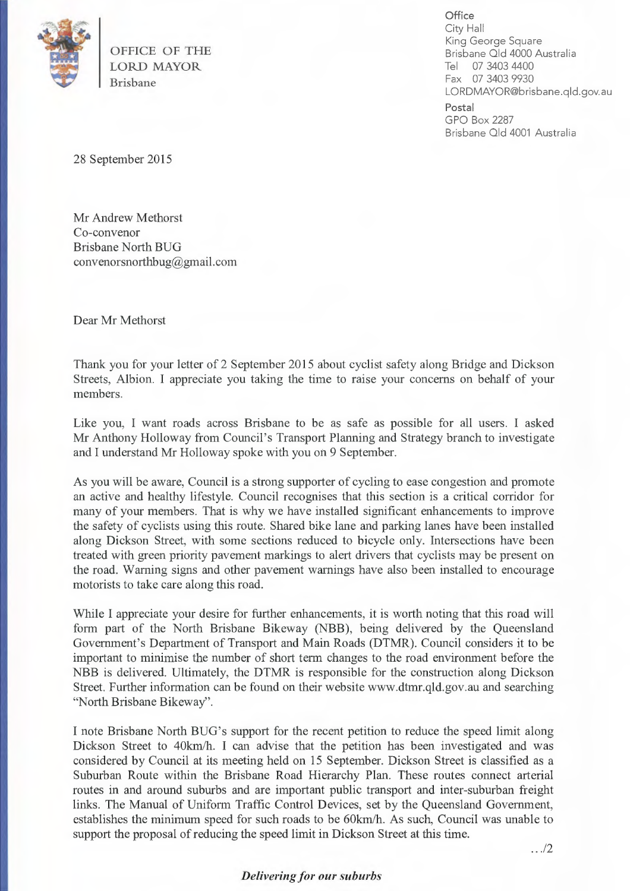OFFICE OF THE
LORD MAYOR
Brisbane

**Office**
City Hall
King George Square
Brisbane Qld 4000 Australia
Tel 07 3403 4400
Fax 07 3403 9930
LORDMAYOR@brisbane.qld.gov.au

**Postal**
GPO Box 2287
Brisbane Qld 4001 Australia

28 September 2015

Mr Andrew Methorst
Co-convenor
Brisbane North BUG
convenorsnorthbug@gmail.com

Dear Mr Methorst

Thank you for your letter of 2 September 2015 about cyclist safety along Bridge and Dickson Streets, Albion. I appreciate you taking the time to raise your concerns on behalf of your members.

Like you, I want roads across Brisbane to be as safe as possible for all users. I asked Mr Anthony Holloway from Council's Transport Planning and Strategy branch to investigate and I understand Mr Holloway spoke with you on 9 September.

As you will be aware, Council is a strong supporter of cycling to ease congestion and promote an active and healthy lifestyle. Council recognises that this section is a critical corridor for many of your members. That is why we have installed significant enhancements to improve the safety of cyclists using this route. Shared bike lane and parking lanes have been installed along Dickson Street, with some sections reduced to bicycle only. Intersections have been treated with green priority pavement markings to alert drivers that cyclists may be present on the road. Warning signs and other pavement warnings have also been installed to encourage motorists to take care along this road.

While I appreciate your desire for further enhancements, it is worth noting that this road will form part of the North Brisbane Bikeway (NBB), being delivered by the Queensland Government's Department of Transport and Main Roads (DTMR). Council considers it to be important to minimise the number of short term changes to the road environment before the NBB is delivered. Ultimately, the DTMR is responsible for the construction along Dickson Street. Further information can be found on their website www.dtmr.qld.gov.au and searching "North Brisbane Bikeway".

I note Brisbane North BUG's support for the recent petition to reduce the speed limit along Dickson Street to 40km/h. I can advise that the petition has been investigated and was considered by Council at its meeting held on 15 September. Dickson Street is classified as a Suburban Route within the Brisbane Road Hierarchy Plan. These routes connect arterial routes in and around suburbs and are important public transport and inter-suburban freight links. The Manual of Uniform Traffic Control Devices, set by the Queensland Government, establishes the minimum speed for such roads to be 60km/h. As such, Council was unable to support the proposal of reducing the speed limit in Dickson Street at this time.

.../2

*Delivering for our suburbs*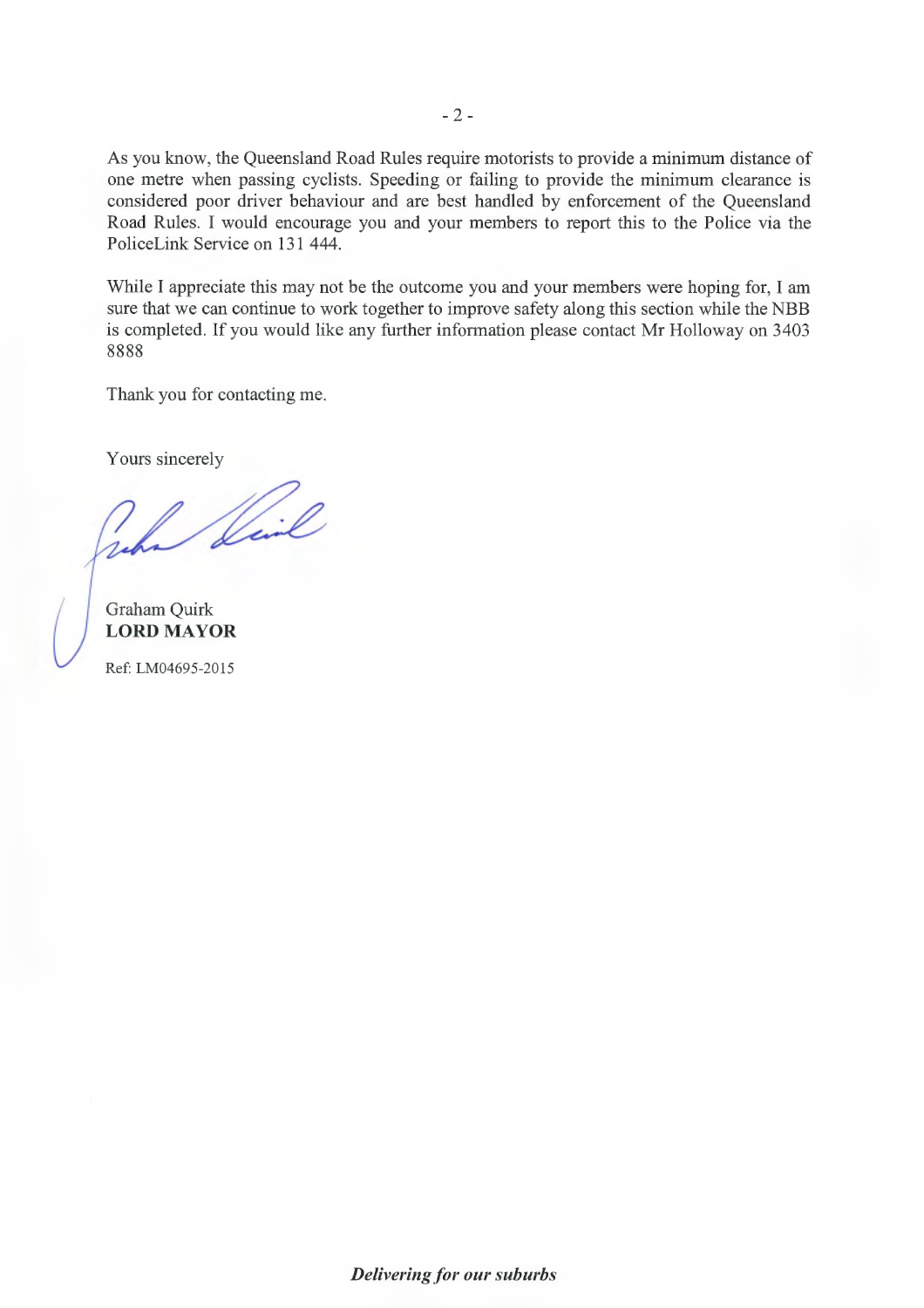As you know, the Queensland Road Rules require motorists to provide a minimum distance of one metre when passing cyclists. Speeding or failing to provide the minimum clearance is considered poor driver behaviour and are best handled by enforcement of the Queensland Road Rules. I would encourage you and your members to report this to the Police via the PoliceLink Service on 131 444.

While I appreciate this may not be the outcome you and your members were hoping for, I am sure that we can continue to work together to improve safety along this section while the NBB is completed. If you would like any further information please contact Mr Holloway on 3403 8888

Thank you for contacting me.

Yours sincerely

Graham Quirk
**LORD MAYOR**

Ref: LM04695-2015

***Delivering for our suburbs***